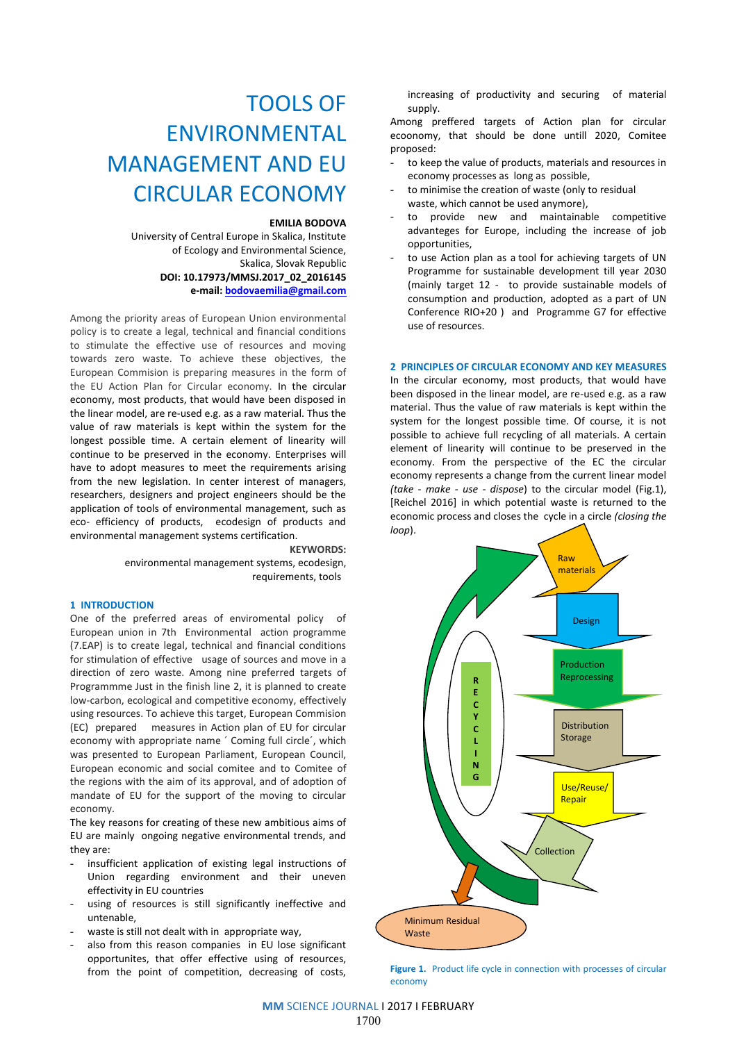# TOOLS OF ENVIRONMENTAL MANAGEMENT AND EU CIRCULAR ECONOMY

**EMILIA BODOVA**

University of Central Europe in Skalica, Institute of Ecology and Environmental Science, Skalica, Slovak Republic

**DOI: 10.17973/MMSJ.2017_02_2016145**

**e-mail: bodovaemilia@gmail.com**

Among the priority areas of European Union environmental policy is to create a legal, technical and financial conditions to stimulate the effective use of resources and moving towards zero waste. To achieve these objectives, the European Commision is preparing measures in the form of the EU Action Plan for Circular economy. In the circular economy, most products, that would have been disposed in the linear model, are re-used e.g. as a raw material. Thus the value of raw materials is kept within the system for the longest possible time. A certain element of linearity will continue to be preserved in the economy. Enterprises will have to adopt measures to meet the requirements arising from the new legislation. In center interest of managers, researchers, designers and project engineers should be the application of tools of environmental management, such as eco- efficiency of products, ecodesign of products and environmental management systems certification.

**KEYWORDS:**

environmental management systems, ecodesign, requirements, tools

## 1 INTRODUCTION

One of the preferred areas of enviromental policy of European union in 7th Environmental action programme (7.EAP) is to create legal, technical and financial conditions for stimulation of effective usage of sources and move in a direction of zero waste. Among nine preferred targets of Programmme Just in the finish line 2, it is planned to create low-carbon, ecological and competitive economy, effectively using resources. To achieve this target, European Commision (EC) prepared measures in Action plan of EU for circular economy with appropriate name ´ Coming full circle´, which was presented to European Parliament, European Council, European economic and social comitee and to Comitee of the regions with the aim of its approval, and of adoption of mandate of EU for the support of the moving to circular economy.

The key reasons for creating of these new ambitious aims of EU are mainly ongoing negative environmental trends, and they are:

- insufficient application of existing legal instructions of Union regarding environment and their uneven effectivity in EU countries
- using of resources is still significantly ineffective and untenable,
- waste is still not dealt with in appropriate way,
- also from this reason companies in EU lose significant opportunites, that offer effective using of resources, from the point of competition, decreasing of costs, increasing of productivity and securing of material supply.

Among preffered targets of Action plan for circular ecoonomy, that should be done untill 2020, Comitee proposed:

- to keep the value of products, materials and resources in economy processes as long as possible,
- to minimise the creation of waste (only to residual waste, which cannot be used anymore),
- to provide new and maintainable competitive advanteges for Europe, including the increase of job opportunities,
- to use Action plan as a tool for achieving targets of UN Programme for sustainable development till year 2030 (mainly target 12 - to provide sustainable models of consumption and production, adopted as a part of UN Conference RIO+20 ) and Programme G7 for effective use of resources.

## 2 PRINCIPLES OF CIRCULAR ECONOMY AND KEY MEASURES

In the circular economy, most products, that would have been disposed in the linear model, are re-used e.g. as a raw material. Thus the value of raw materials is kept within the system for the longest possible time. Of course, it is not possible to achieve full recycling of all materials. A certain element of linearity will continue to be preserved in the economy. From the perspective of the EC the circular economy represents a change from the current linear model *(take - make - use - dispose*) to the circular model (Fig.1), [Reichel 2016] in which potential waste is returned to the economic process and closes the cycle in a circle *(closing the loop*).

Raw materials

Design

Production Reprocessing

Distribution Storage

Use/Reuse/ Repair

Collection

RECYCLING

Minimum Residual Waste

**Figure 1.** Product life cycle in connection with processes of circular economy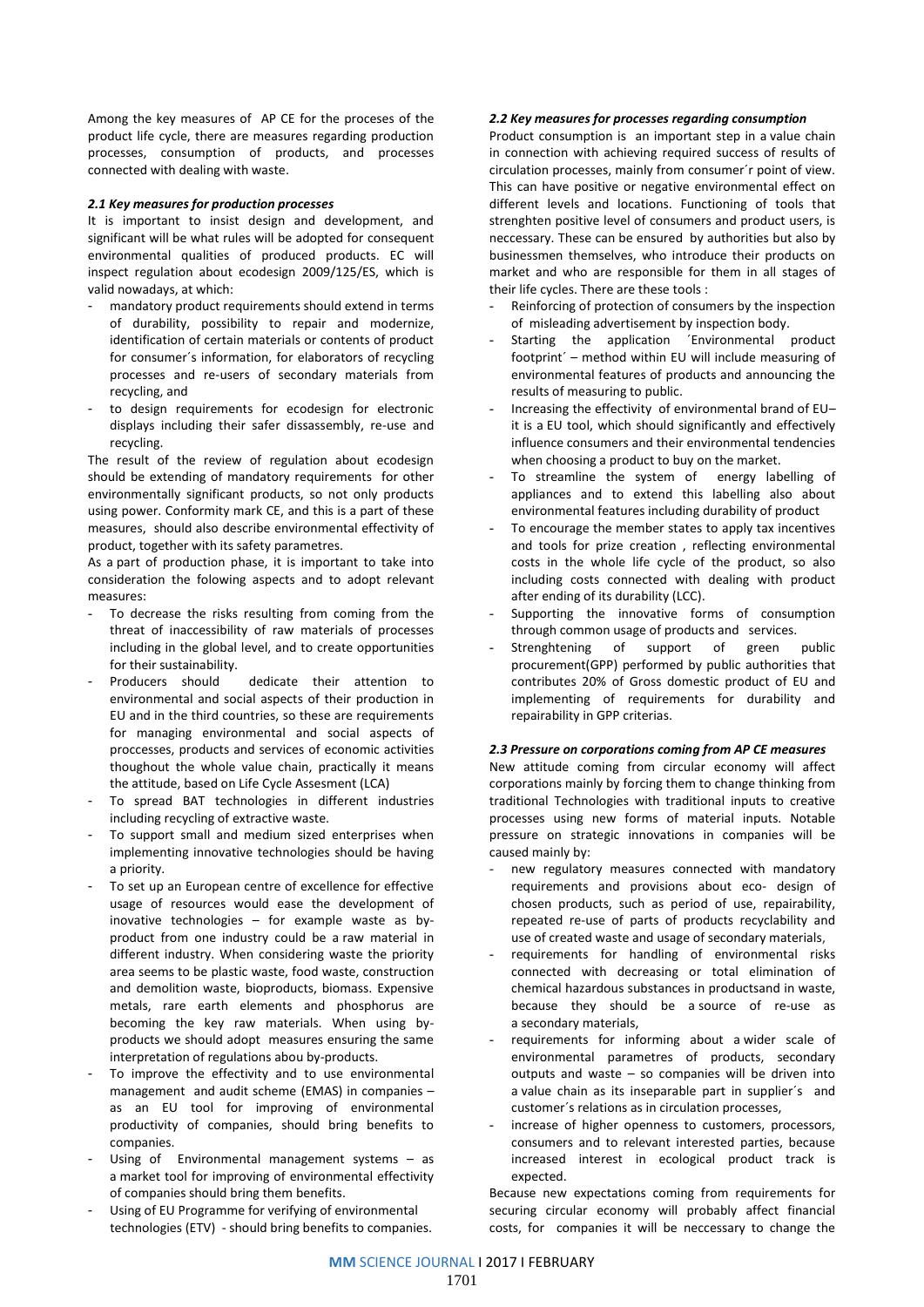Among the key measures of AP CE for the proceses of the product life cycle, there are measures regarding production processes, consumption of products, and processes connected with dealing with waste.

### *2.1 Key measures for production processes*

It is important to insist design and development, and significant will be what rules will be adopted for consequent environmental qualities of produced products. EC will inspect regulation about ecodesign 2009/125/ES, which is valid nowadays, at which:

- mandatory product requirements should extend in terms of durability, possibility to repair and modernize, identification of certain materials or contents of product for consumer´s information, for elaborators of recycling processes and re-users of secondary materials from recycling, and
- to design requirements for ecodesign for electronic displays including their safer dissassembly, re-use and recycling.

The result of the review of regulation about ecodesign should be extending of mandatory requirements for other environmentally significant products, so not only products using power. Conformity mark CE, and this is a part of these measures, should also describe environmental effectivity of product, together with its safety parametres.

As a part of production phase, it is important to take into consideration the folowing aspects and to adopt relevant measures:

- To decrease the risks resulting from coming from the threat of inaccessibility of raw materials of processes including in the global level, and to create opportunities for their sustainability.
- Producers should dedicate their attention to environmental and social aspects of their production in EU and in the third countries, so these are requirements for managing environmental and social aspects of proccesses, products and services of economic activities thoughout the whole value chain, practically it means the attitude, based on Life Cycle Assesment (LCA)
- To spread BAT technologies in different industries including recycling of extractive waste.
- To support small and medium sized enterprises when implementing innovative technologies should be having a priority.
- To set up an European centre of excellence for effective usage of resources would ease the development of inovative technologies – for example waste as by-product from one industry could be a raw material in different industry. When considering waste the priority area seems to be plastic waste, food waste, construction and demolition waste, bioproducts, biomass. Expensive metals, rare earth elements and phosphorus are becoming the key raw materials. When using by-products we should adopt measures ensuring the same interpretation of regulations abou by-products.
- To improve the effectivity and to use environmental management and audit scheme (EMAS) in companies – as an EU tool for improving of environmental productivity of companies, should bring benefits to companies.
- Using of Environmental management systems – as a market tool for improving of environmental effectivity of companies should bring them benefits.
- Using of EU Programme for verifying of environmental technologies (ETV) - should bring benefits to companies.

### *2.2 Key measures for processes regarding consumption*

Product consumption is an important step in a value chain in connection with achieving required success of results of circulation processes, mainly from consumer´r point of view. This can have positive or negative environmental effect on different levels and locations. Functioning of tools that strenghten positive level of consumers and product users, is neccessary. These can be ensured by authorities but also by businessmen themselves, who introduce their products on market and who are responsible for them in all stages of their life cycles. There are these tools :

- Reinforcing of protection of consumers by the inspection of misleading advertisement by inspection body.
- Starting the application ´Environmental product footprint´ – method within EU will include measuring of environmental features of products and announcing the results of measuring to public.
- Increasing the effectivity of environmental brand of EU– it is a EU tool, which should significantly and effectively influence consumers and their environmental tendencies when choosing a product to buy on the market.
- To streamline the system of energy labelling of appliances and to extend this labelling also about environmental features including durability of product
- To encourage the member states to apply tax incentives and tools for prize creation , reflecting environmental costs in the whole life cycle of the product, so also including costs connected with dealing with product after ending of its durability (LCC).
- Supporting the innovative forms of consumption through common usage of products and services.
- Strenghtening of support of green public procurement(GPP) performed by public authorities that contributes 20% of Gross domestic product of EU and implementing of requirements for durability and repairability in GPP criterias.

### *2.3 Pressure on corporations coming from AP CE measures*

New attitude coming from circular economy will affect corporations mainly by forcing them to change thinking from traditional Technologies with traditional inputs to creative processes using new forms of material inputs. Notable pressure on strategic innovations in companies will be caused mainly by:

- new regulatory measures connected with mandatory requirements and provisions about eco- design of chosen products, such as period of use, repairability, repeated re-use of parts of products recyclability and use of created waste and usage of secondary materials,
- requirements for handling of environmental risks connected with decreasing or total elimination of chemical hazardous substances in productsand in waste, because they should be a source of re-use as a secondary materials,
- requirements for informing about a wider scale of environmental parametres of products, secondary outputs and waste – so companies will be driven into a value chain as its inseparable part in supplier´s and customer´s relations as in circulation processes,
- increase of higher openness to customers, processors, consumers and to relevant interested parties, because increased interest in ecological product track is expected.

Because new expectations coming from requirements for securing circular economy will probably affect financial costs, for companies it will be neccessary to change the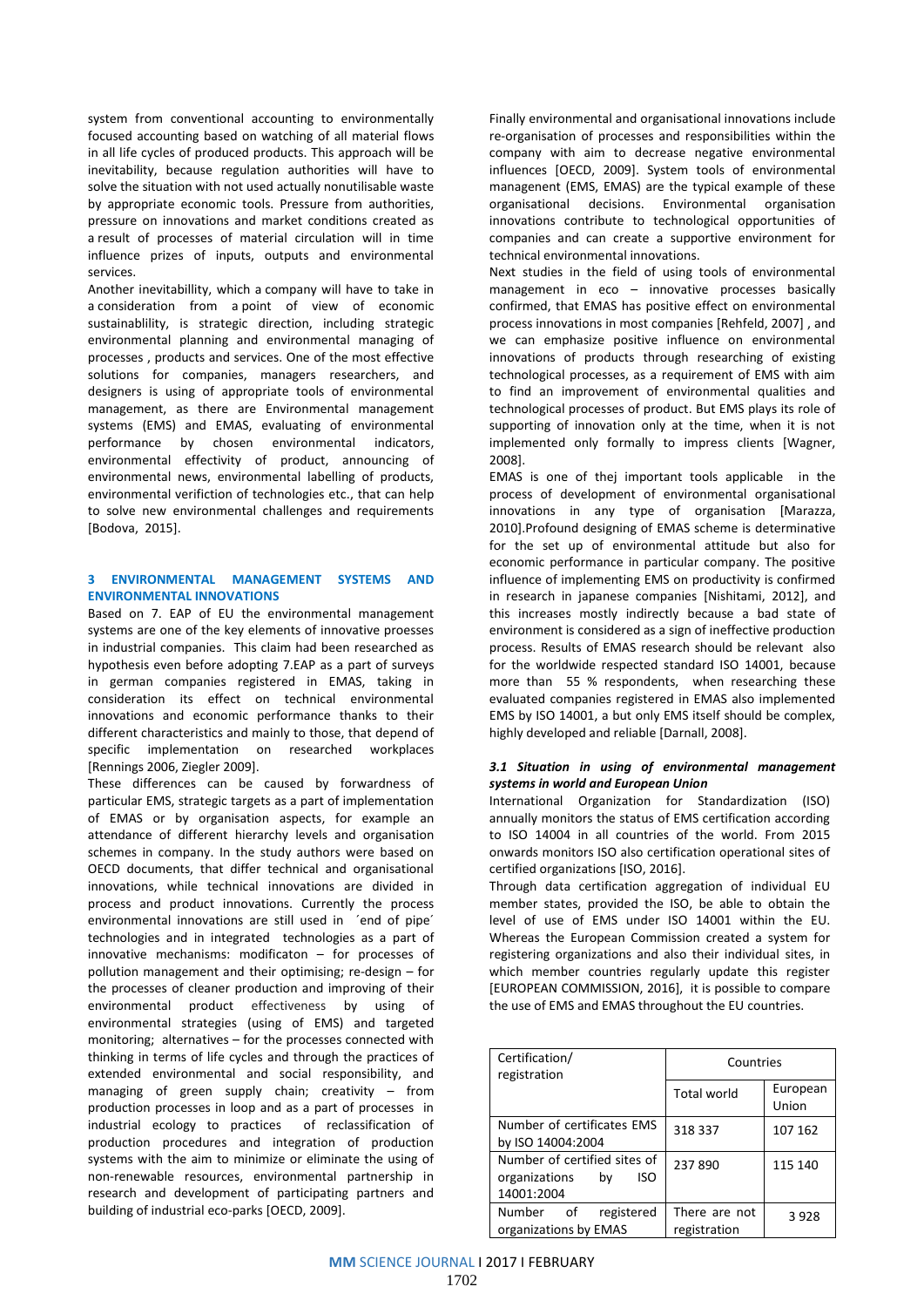system from conventional accounting to environmentally focused accounting based on watching of all material flows in all life cycles of produced products. This approach will be inevitability, because regulation authorities will have to solve the situation with not used actually nonutilisable waste by appropriate economic tools. Pressure from authorities, pressure on innovations and market conditions created as a result of processes of material circulation will in time influence prizes of inputs, outputs and environmental services.

Another inevitabillity, which a company will have to take in a consideration from a point of view of economic sustainablility, is strategic direction, including strategic environmental planning and environmental managing of processes , products and services. One of the most effective solutions for companies, managers researchers, and designers is using of appropriate tools of environmental management, as there are Environmental management systems (EMS) and EMAS, evaluating of environmental performance by chosen environmental indicators, environmental effectivity of product, announcing of environmental news, environmental labelling of products, environmental verifiction of technologies etc., that can help to solve new environmental challenges and requirements [Bodova, 2015].

## 3 ENVIRONMENTAL MANAGEMENT SYSTEMS AND ENVIRONMENTAL INNOVATIONS

Based on 7. EAP of EU the environmental management systems are one of the key elements of innovative proesses in industrial companies. This claim had been researched as hypothesis even before adopting 7.EAP as a part of surveys in german companies registered in EMAS, taking in consideration its effect on technical environmental innovations and economic performance thanks to their different characteristics and mainly to those, that depend of specific implementation on researched workplaces [Rennings 2006, Ziegler 2009].

These differences can be caused by forwardness of particular EMS, strategic targets as a part of implementation of EMAS or by organisation aspects, for example an attendance of different hierarchy levels and organisation schemes in company. In the study authors were based on OECD documents, that differ technical and organisational innovations, while technical innovations are divided in process and product innovations. Currently the process environmental innovations are still used in ´end of pipe´ technologies and in integrated technologies as a part of innovative mechanisms: modificaton – for processes of pollution management and their optimising; re-design – for the processes of cleaner production and improving of their environmental product effectiveness by using of environmental strategies (using of EMS) and targeted monitoring; alternatives – for the processes connected with thinking in terms of life cycles and through the practices of extended environmental and social responsibility, and managing of green supply chain; creativity – from production processes in loop and as a part of processes in industrial ecology to practices of reclassification of production procedures and integration of production systems with the aim to minimize or eliminate the using of non-renewable resources, environmental partnership in research and development of participating partners and building of industrial eco-parks [OECD, 2009].

Finally environmental and organisational innovations include re-organisation of processes and responsibilities within the company with aim to decrease negative environmental influences [OECD, 2009]. System tools of environmental management (EMS, EMAS) are the typical example of these organisational decisions. Environmental organisation innovations contribute to technological opportunities of companies and can create a supportive environment for technical environmental innovations.

Next studies in the field of using tools of environmental management in eco – innovative processes basically confirmed, that EMAS has positive effect on environmental process innovations in most companies [Rehfeld, 2007] , and we can emphasize positive influence on environmental innovations of products through researching of existing technological processes, as a requirement of EMS with aim to find an improvement of environmental qualities and technological processes of product. But EMS plays its role of supporting of innovation only at the time, when it is not implemented only formally to impress clients [Wagner, 2008].

EMAS is one of thej important tools applicable in the process of development of environmental organisational innovations in any type of organisation [Marazza, 2010].Profound designing of EMAS scheme is determinative for the set up of environmental attitude but also for economic performance in particular company. The positive influence of implementing EMS on productivity is confirmed in research in japanese companies [Nishitami, 2012], and this increases mostly indirectly because a bad state of environment is considered as a sign of ineffective production process. Results of EMAS research should be relevant also for the worldwide respected standard ISO 14001, because more than 55 % respondents, when researching these evaluated companies registered in EMAS also implemented EMS by ISO 14001, a but only EMS itself should be complex, highly developed and reliable [Darnall, 2008].

### *3.1 Situation in using of environmental management systems in world and European Union*

International Organization for Standardization (ISO) annually monitors the status of EMS certification according to ISO 14004 in all countries of the world. From 2015 onwards monitors ISO also certification operational sites of certified organizations [ISO, 2016].

Through data certification aggregation of individual EU member states, provided the ISO, be able to obtain the level of use of EMS under ISO 14001 within the EU. Whereas the European Commission created a system for registering organizations and also their individual sites, in which member countries regularly update this register [EUROPEAN COMMISSION, 2016], it is possible to compare the use of EMS and EMAS throughout the EU countries.

| Certification/ registration | Countries | |
|---|---|---|
| | Total world | European Union |
| Number of certificates EMS by ISO 14004:2004 | 318 337 | 107 162 |
| Number of certified sites of organizations by ISO 14001:2004 | 237 890 | 115 140 |
| Number of registered organizations by EMAS | There are not registration | 3 928 |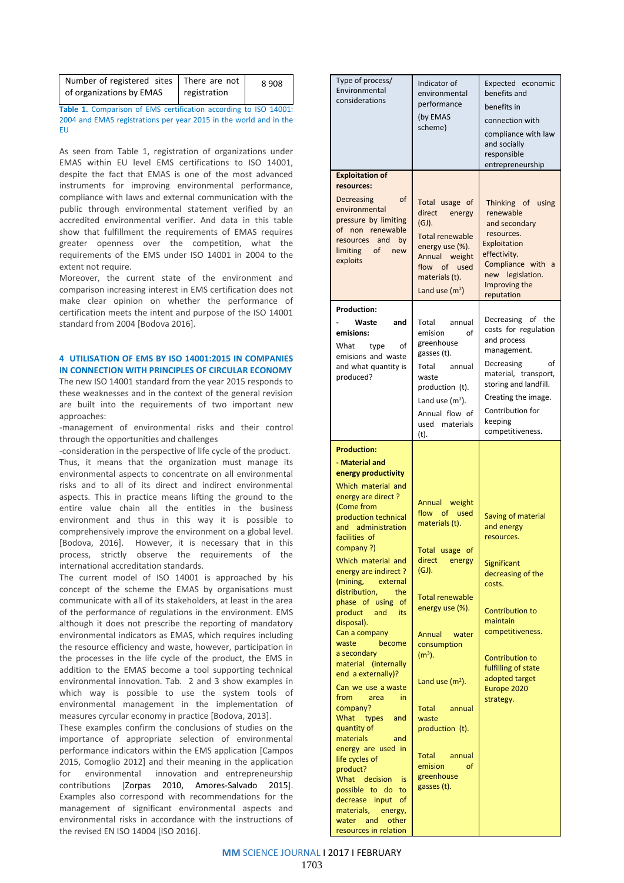| Number of registered sites of organizations by EMAS | There are not registration | 8 908 |
|---|---|---|

**Table 1.** Comparison of EMS certification according to ISO 14001: 2004 and EMAS registrations per year 2015 in the world and in the EU

As seen from Table 1, registration of organizations under EMAS within EU level EMS certifications to ISO 14001, despite the fact that EMAS is one of the most advanced instruments for improving environmental performance, compliance with laws and external communication with the public through environmental statement verified by an accredited environmental verifier. And data in this table show that fulfillment the requirements of EMAS requires greater openness over the competition, what the requirements of the EMS under ISO 14001 in 2004 to the extent not require.

Moreover, the current state of the environment and comparison increasing interest in EMS certification does not make clear opinion on whether the performance of certification meets the intent and purpose of the ISO 14001 standard from 2004 [Bodova 2016].

## 4 UTILISATION OF EMS BY ISO 14001:2015 IN COMPANIES IN CONNECTION WITH PRINCIPLES OF CIRCULAR ECONOMY

The new ISO 14001 standard from the year 2015 responds to these weaknesses and in the context of the general revision are built into the requirements of two important new approaches:

-management of environmental risks and their control through the opportunities and challenges

-consideration in the perspective of life cycle of the product.

Thus, it means that the organization must manage its environmental aspects to concentrate on all environmental risks and to all of its direct and indirect environmental aspects. This in practice means lifting the ground to the entire value chain all the entities in the business environment and thus in this way it is possible to comprehensively improve the environment on a global level. [Bodova, 2016]. However, it is necessary that in this process, strictly observe the requirements of the international accreditation standards.

The current model of ISO 14001 is approached by his concept of the scheme the EMAS by organisations must communicate with all of its stakeholders, at least in the area of the performance of regulations in the environment. EMS although it does not prescribe the reporting of mandatory environmental indicators as EMAS, which requires including the resource efficiency and waste, however, participation in the processes in the life cycle of the product, the EMS in addition to the EMAS become a tool supporting technical environmental innovation. Tab. 2 and 3 show examples in which way is possible to use the system tools of environmental management in the implementation of measures cyrcular economy in practice [Bodova, 2013].

These examples confirm the conclusions of studies on the importance of appropriate selection of environmental performance indicators within the EMS application [Campos 2015, Comoglio 2012] and their meaning in the application for environmental innovation and entrepreneurship contributions [Zorpas 2010, Amores-Salvado 2015]. Examples also correspond with recommendations for the management of significant environmental aspects and environmental risks in accordance with the instructions of the revised EN ISO 14004 [ISO 2016].

| Type of process/ Environmental considerations | Indicator of environmental performance (by EMAS scheme) | Expected economic benefits and benefits in connection with compliance with law and socially responsible entrepreneurship |
|---|---|---|
| **Exploitation of resources:**<br>Decreasing of environmental pressure by limiting of non renewable resources and by limiting of new exploits | Total usage of direct energy (GJ).<br>Total renewable energy use (%).<br>Annual weight flow of used materials (t).<br>Land use ($m^2$) | Thinking of using renewable and secondary resources.<br>Exploitation effectivity.<br>Compliance with a new legislation.<br>Improving the reputation |
| **Production:**<br>- **Waste and emisions:**<br>What type of emisions and waste and what quantity is produced? | Total annual emision of greenhouse gasses (t).<br>Total annual waste production (t).<br>Land use ($m^2$).<br>Annual flow of used materials (t). | Decreasing of the costs for regulation and process management.<br>Decreasing of material, transport, storing and landfill.<br>Creating the image.<br>Contribution for keeping competitiveness. |
| **Production:**<br>- **Material and energy productivity**<br>Which material and energy are direct ? (Come from production technical and administration facilities of company ?)<br>Which material and energy are indirect ? (mining, external distribution, the phase of using of product and its disposal).<br>Can a company waste become a secondary material (internally end a externally)?<br>Can we use a waste from area in company?<br>What types and quantity of materials and energy are used in life cycles of product?<br>What decision is possible to do to decrease input of materials, energy, water and other resources in relation | Annual weight flow of used materials (t).<br>Total usage of direct energy (GJ).<br>Total renewable energy use (%).<br>Annual water consumption ($m^3$).<br>Land use ($m^2$).<br>Total annual waste production (t).<br>Total annual emision of greenhouse gasses (t). | Saving of material and energy resources.<br>Significant decreasing of the costs.<br>Contribution to maintain competitiveness.<br>Contribution to fulfilling of state adopted target Europe 2020 strategy. |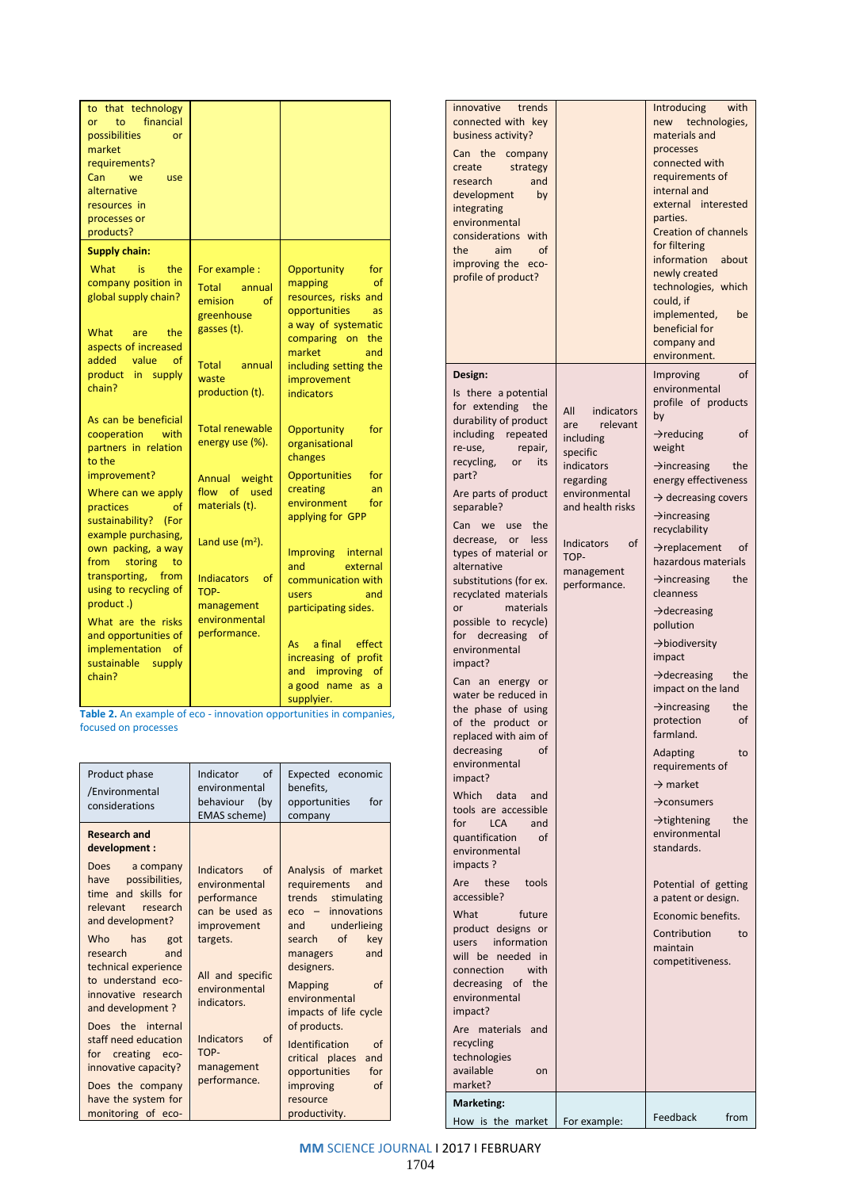| | | |
|---|---|---|
| to that technology or to financial possibilities or market requirements? Can we use alternative resources in processes or products? | | |
| **Supply chain:** | | |
| What is the company position in global supply chain?<br><br>What are the aspects of increased added value of product in supply chain?<br><br>As can be beneficial cooperation with partners in relation to the improvement?<br><br>Where can we apply practices of sustainability? (For example purchasing, own packing, a way from storing to transporting, from using to recycling of product .)<br><br>What are the risks and opportunities of implementation of sustainable supply chain? | For example :<br><br>Total annual emision of greenhouse gasses (t).<br><br>Total annual waste production (t).<br><br>Total renewable energy use (%).<br><br>Annual weight flow of used materials (t).<br><br>Land use (m²).<br><br>Indicators of TOP-management environmental performance. | Opportunity for mapping of resources, risks and opportunities as a way of systematic comparing on the market and including setting the improvement indicators<br><br>Opportunity for organisational changes<br><br>Opportunities for creating an environment for applying for GPP<br><br>Improving internal and external communication with users and participating sides.<br><br>As a final effect increasing of profit and improving of a good name as a supplyier. |

**Table 2.** An example of eco - innovation opportunities in companies, focused on processes

| Product phase /Environmental considerations | Indicator of environmental behaviour (by EMAS scheme) | Expected economic benefits, opportunities for company |
|---|---|---|
| **Research and development :** | | |
| Does a company have possibilities, time and skills for relevant research and development?<br><br>Who has got research and technical experience to understand eco-innovative research and development ?<br><br>Does the internal staff need education for creating eco-innovative capacity?<br><br>Does the company have the system for monitoring of eco-innovative trends connected with key business activity?<br><br>Can the company create strategy research and development by integrating environmental considerations with the aim of improving the eco-profile of product? | Indicators of environmental performance can be used as improvement targets.<br><br>All and specific environmental indicators.<br><br>Indicators of TOP-management performance. | Analysis of market requirements and trends stimulating eco – innovations and underlieing search of key managers and designers.<br><br>Mapping of environmental impacts of life cycle of products.<br><br>Identification of critical places and opportunities for improving of resource productivity.<br><br>Introducing with new technologies, materials and processes connected with requirements of internal and external interested parties.<br><br>Creation of channels for filtering information about newly created technologies, which could, if implemented, be beneficial for company and environment. |
| **Design:** | | |
| Is there a potential for extending the durability of product including repeated re-use, repair, recycling, or its part?<br><br>Are parts of product separable?<br><br>Can we use the decrease, or less types of material or alternative substitutions (for ex. recycled materials or materials possible to recycle) for decreasing of environmental impact?<br><br>Can an energy or water be reduced in the phase of using of the product or replaced with aim of decreasing of environmental impact?<br><br>Which data and tools are accessible for LCA and quantification of environmental impacts ?<br><br>Are these tools accessible?<br><br>What future product designs or users information will be needed in connection with decreasing of the environmental impact?<br><br>Are materials and recycling technologies available on market? | All indicators are relevant including specific indicators regarding environmental and health risks<br><br>Indicators of TOP-management performance. | Improving of environmental profile of products by<br><br>→reducing of weight<br><br>→increasing the energy effectiveness<br><br>→ decreasing covers<br><br>→increasing recyclability<br><br>→replacement of hazardous materials<br><br>→increasing the cleanness<br><br>→decreasing pollution<br><br>→biodiversity impact<br><br>→decreasing the impact on the land<br><br>→increasing the protection of farmland.<br><br>Adapting to requirements of<br><br>→ market<br><br>→consumers<br><br>→tightening the environmental standards.<br><br>Potential of getting a patent or design.<br><br>Economic benefits.<br><br>Contribution to maintain competitiveness. |
| **Marketing:** | | |
| How is the market | For example: | Feedback from |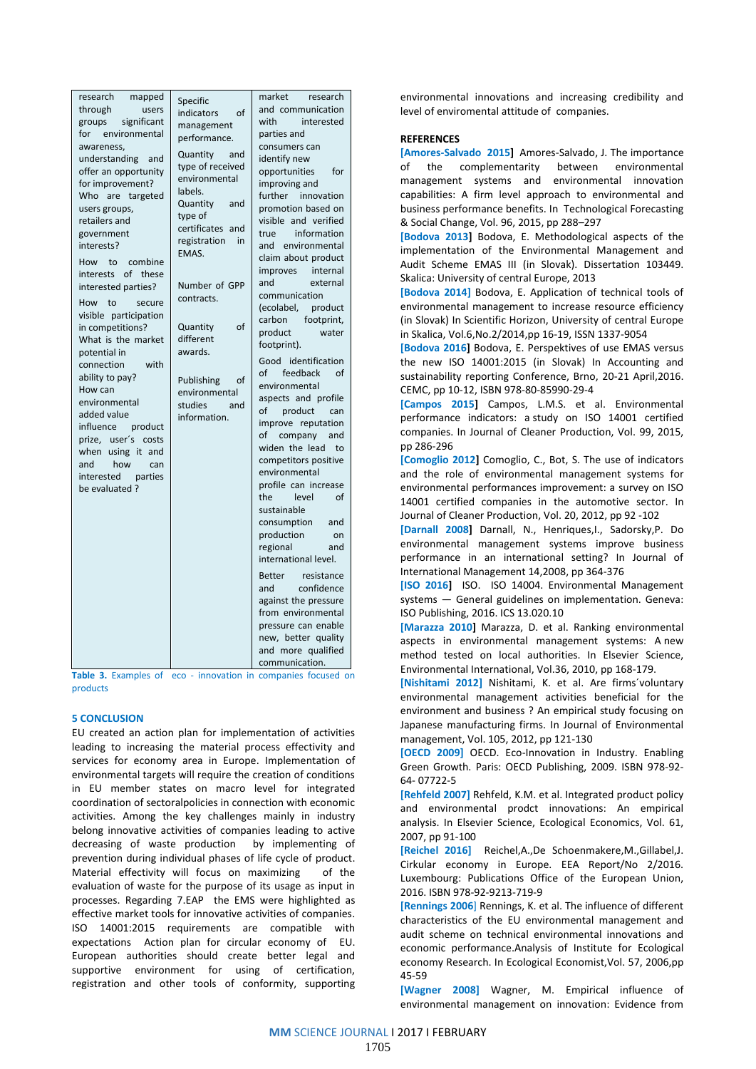| | | |
|---|---|---|
| research mapped through users groups significant for environmental awareness, understanding and offer an opportunity for improvement? Who are targeted users groups, retailers and government interests? How to combine interests of these interested parties? How to secure visible participation in competitions? What is the market potential in connection with ability to pay? How can environmental added value influence product prize, user´s costs when using it and and how can interested parties be evaluated ? | Specific indicators of management performance. Quantity and type of received environmental labels. Quantity and type of certificates and registration in EMAS. Number of GPP contracts. Quantity of different awards. Publishing of environmental studies and information. | market research and communication with interested parties and consumers can identify new opportunities for improving and further innovation promotion based on visible and verified true information and environmental claim about product improves internal and external communication (ecolabel, product carbon footprint, product water footprint). Good identification of feedback of environmental aspects and profile of product can improve reputation of company and widen the lead to competitors positive environmental profile can increase the level of sustainable consumption and production on regional and international level. Better resistance and confidence against the pressure from environmental pressure can enable new, better quality and more qualified communication. |

**Table 3.** Examples of eco - innovation in companies focused on products

## 5 CONCLUSION

EU created an action plan for implementation of activities leading to increasing the material process effectivity and services for economy area in Europe. Implementation of environmental targets will require the creation of conditions in EU member states on macro level for integrated coordination of sectoralpolicies in connection with economic activities. Among the key challenges mainly in industry belong innovative activities of companies leading to active decreasing of waste production by implementing of prevention during individual phases of life cycle of product. Material effectivity will focus on maximizing of the evaluation of waste for the purpose of its usage as input in processes. Regarding 7.EAP the EMS were highlighted as effective market tools for innovative activities of companies. ISO 14001:2015 requirements are compatible with expectations Action plan for circular economy of EU. European authorities should create better legal and supportive environment for using of certification, registration and other tools of conformity, supporting environmental innovations and increasing credibility and level of enviromental attitude of companies.

## REFERENCES

**[Amores-Salvado 2015]** Amores-Salvado, J. The importance of the complementarity between environmental management systems and environmental innovation capabilities: A firm level approach to environmental and business performance benefits. In Technological Forecasting & Social Change, Vol. 96, 2015, pp 288–297

**[Bodova 2013]** Bodova, E. Methodological aspects of the implementation of the Environmental Management and Audit Scheme EMAS III (in Slovak). Dissertation 103449. Skalica: University of central Europe, 2013

**[Bodova 2014]** Bodova, E. Application of technical tools of environmental management to increase resource efficiency (in Slovak) In Scientific Horizon, University of central Europe in Skalica, Vol.6,No.2/2014,pp 16-19, ISSN 1337-9054

**[Bodova 2016]** Bodova, E. Perspektives of use EMAS versus the new ISO 14001:2015 (in Slovak) In Accounting and sustainability reporting Conference, Brno, 20-21 April,2016. CEMC, pp 10-12, ISBN 978-80-85990-29-4

**[Campos 2015]** Campos, L.M.S. et al. Environmental performance indicators: a study on ISO 14001 certified companies. In Journal of Cleaner Production, Vol. 99, 2015, pp 286-296

**[Comoglio 2012]** Comoglio, C., Bot, S. The use of indicators and the role of environmental management systems for environmental performances improvement: a survey on ISO 14001 certified companies in the automotive sector. In Journal of Cleaner Production, Vol. 20, 2012, pp 92 -102

**[Darnall 2008]** Darnall, N., Henriques,I., Sadorsky,P. Do environmental management systems improve business performance in an international setting? In Journal of International Management 14,2008, pp 364-376

**[ISO 2016]** ISO. ISO 14004. Environmental Management systems — General guidelines on implementation. Geneva: ISO Publishing, 2016. ICS 13.020.10

**[Marazza 2010]** Marazza, D. et al. Ranking environmental aspects in environmental management systems: A new method tested on local authorities. In Elsevier Science, Environmental International, Vol.36, 2010, pp 168-179.

**[Nishitami 2012]** Nishitami, K. et al. Are firms´voluntary environmental management activities beneficial for the environment and business ? An empirical study focusing on Japanese manufacturing firms. In Journal of Environmental management, Vol. 105, 2012, pp 121-130

**[OECD 2009]** OECD. Eco-Innovation in Industry. Enabling Green Growth. Paris: OECD Publishing, 2009. ISBN 978-92-64- 07722-5

**[Rehfeld 2007]** Rehfeld, K.M. et al. Integrated product policy and environmental prodct innovations: An empirical analysis. In Elsevier Science, Ecological Economics, Vol. 61, 2007, pp 91-100

**[Reichel 2016]** Reichel,A.,De Schoenmakere,M.,Gillabel,J. Cirkular economy in Europe. EEA Report/No 2/2016. Luxembourg: Publications Office of the European Union, 2016. ISBN 978-92-9213-719-9

**[Rennings 2006]** Rennings, K. et al. The influence of different characteristics of the EU environmental management and audit scheme on technical environmental innovations and economic performance.Analysis of Institute for Ecological economy Research. In Ecological Economist,Vol. 57, 2006,pp 45-59

**[Wagner 2008]** Wagner, M. Empirical influence of environmental management on innovation: Evidence from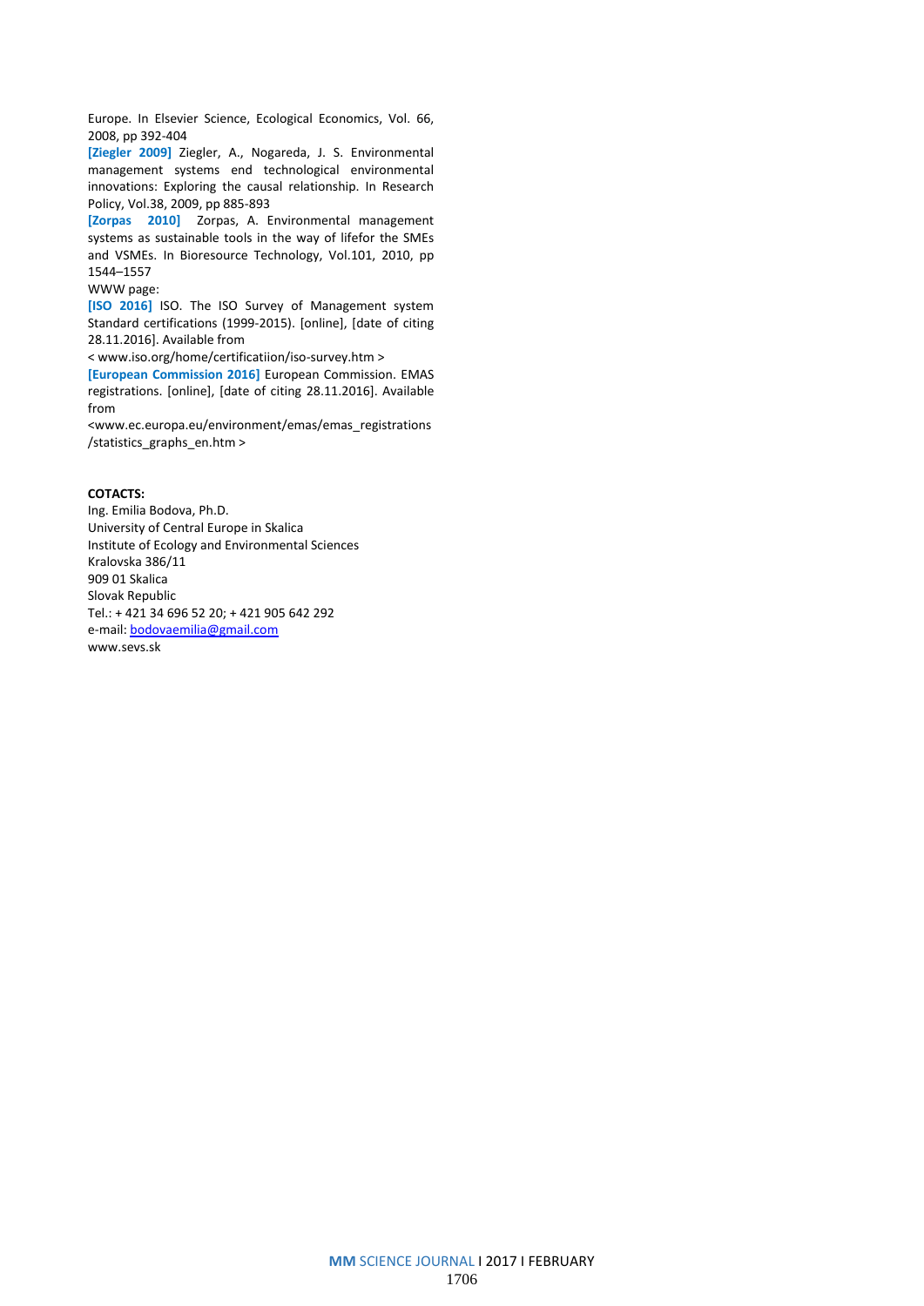Europe. In Elsevier Science, Ecological Economics, Vol. 66, 2008, pp 392-404

**[Ziegler 2009]** Ziegler, A., Nogareda, J. S. Environmental management systems end technological environmental innovations: Exploring the causal relationship. In Research Policy, Vol.38, 2009, pp 885-893

**[Zorpas 2010]** Zorpas, A. Environmental management systems as sustainable tools in the way of lifefor the SMEs and VSMEs. In Bioresource Technology, Vol.101, 2010, pp 1544–1557

WWW page:

**[ISO 2016]** ISO. The ISO Survey of Management system Standard certifications (1999-2015). [online], [date of citing 28.11.2016]. Available from < www.iso.org/home/certificatiion/iso-survey.htm >

**[European Commission 2016]** European Commission. EMAS registrations. [online], [date of citing 28.11.2016]. Available from <www.ec.europa.eu/environment/emas/emas_registrations/statistics_graphs_en.htm >

**COTACTS:**

Ing. Emilia Bodova, Ph.D.
University of Central Europe in Skalica
Institute of Ecology and Environmental Sciences
Kralovska 386/11
909 01 Skalica
Slovak Republic
Tel.: + 421 34 696 52 20; + 421 905 642 292
e-mail: bodovaemilia@gmail.com
www.sevs.sk